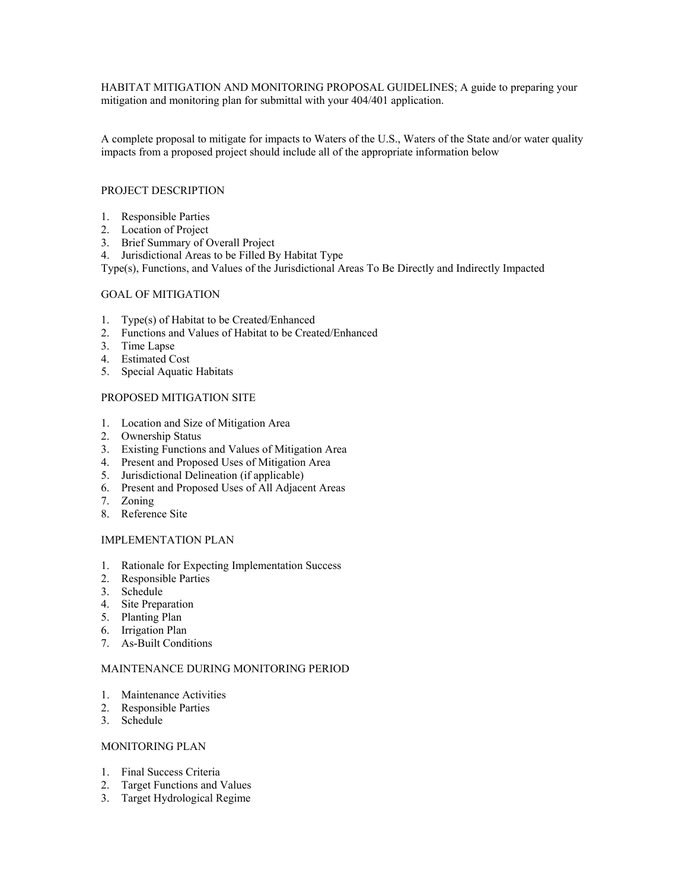HABITAT MITIGATION AND MONITORING PROPOSAL GUIDELINES; A guide to preparing your mitigation and monitoring plan for submittal with your 404/401 application.

A complete proposal to mitigate for impacts to Waters of the U.S., Waters of the State and/or water quality impacts from a proposed project should include all of the appropriate information below

## PROJECT DESCRIPTION

1. Responsible Parties
2. Location of Project
3. Brief Summary of Overall Project
4. Jurisdictional Areas to be Filled By Habitat Type

Type(s), Functions, and Values of the Jurisdictional Areas To Be Directly and Indirectly Impacted

## GOAL OF MITIGATION

1. Type(s) of Habitat to be Created/Enhanced
2. Functions and Values of Habitat to be Created/Enhanced
3. Time Lapse
4. Estimated Cost
5. Special Aquatic Habitats

## PROPOSED MITIGATION SITE

1. Location and Size of Mitigation Area
2. Ownership Status
3. Existing Functions and Values of Mitigation Area
4. Present and Proposed Uses of Mitigation Area
5. Jurisdictional Delineation (if applicable)
6. Present and Proposed Uses of All Adjacent Areas
7. Zoning
8. Reference Site

## IMPLEMENTATION PLAN

1. Rationale for Expecting Implementation Success
2. Responsible Parties
3. Schedule
4. Site Preparation
5. Planting Plan
6. Irrigation Plan
7. As-Built Conditions

## MAINTENANCE DURING MONITORING PERIOD

1. Maintenance Activities
2. Responsible Parties
3. Schedule

## MONITORING PLAN

1. Final Success Criteria
2. Target Functions and Values
3. Target Hydrological Regime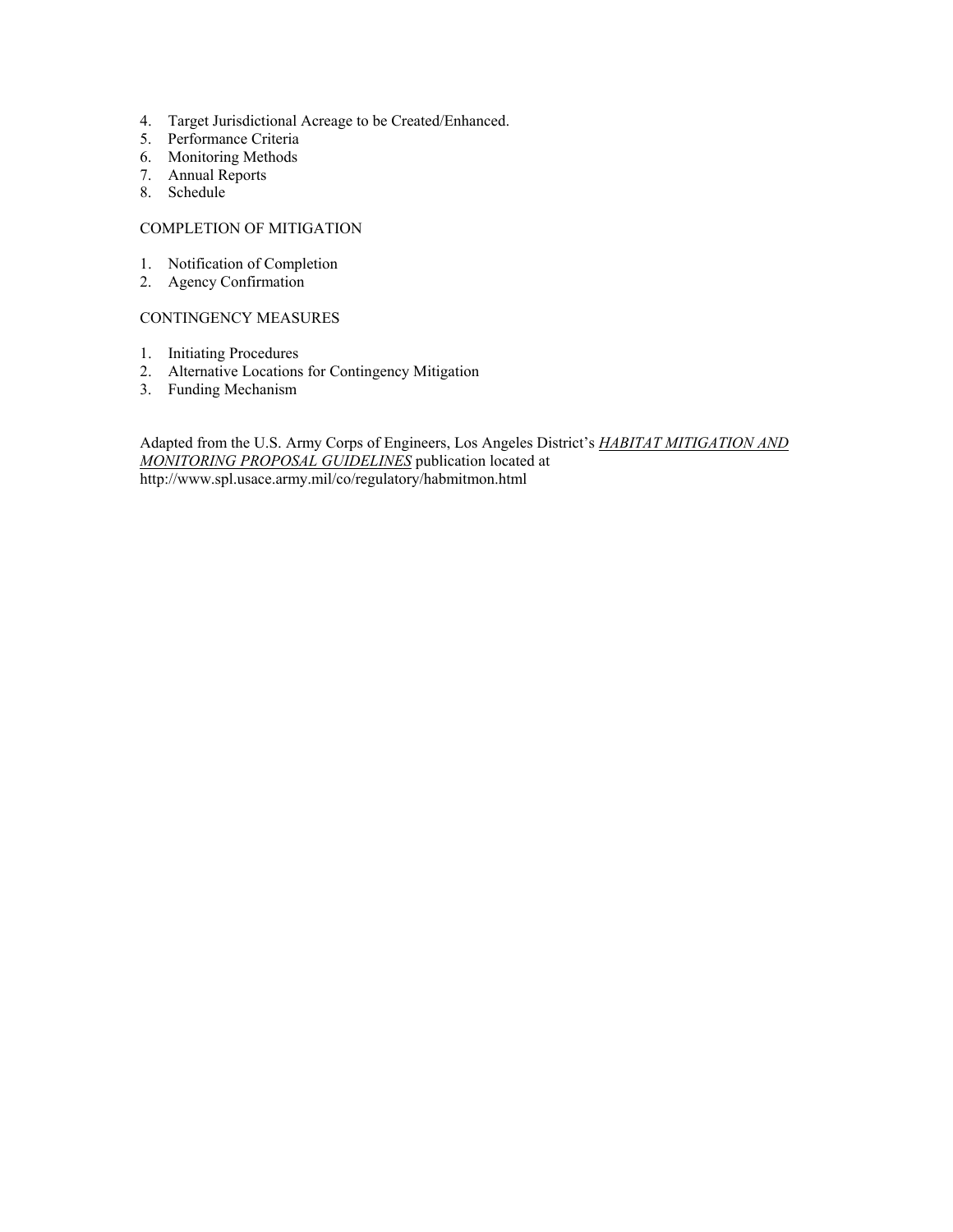4. Target Jurisdictional Acreage to be Created/Enhanced.
5. Performance Criteria
6. Monitoring Methods
7. Annual Reports
8. Schedule

COMPLETION OF MITIGATION

1. Notification of Completion
2. Agency Confirmation

CONTINGENCY MEASURES

1. Initiating Procedures
2. Alternative Locations for Contingency Mitigation
3. Funding Mechanism

Adapted from the U.S. Army Corps of Engineers, Los Angeles District's ***HABITAT MITIGATION AND MONITORING PROPOSAL GUIDELINES*** publication located at http://www.spl.usace.army.mil/co/regulatory/habmitmon.html